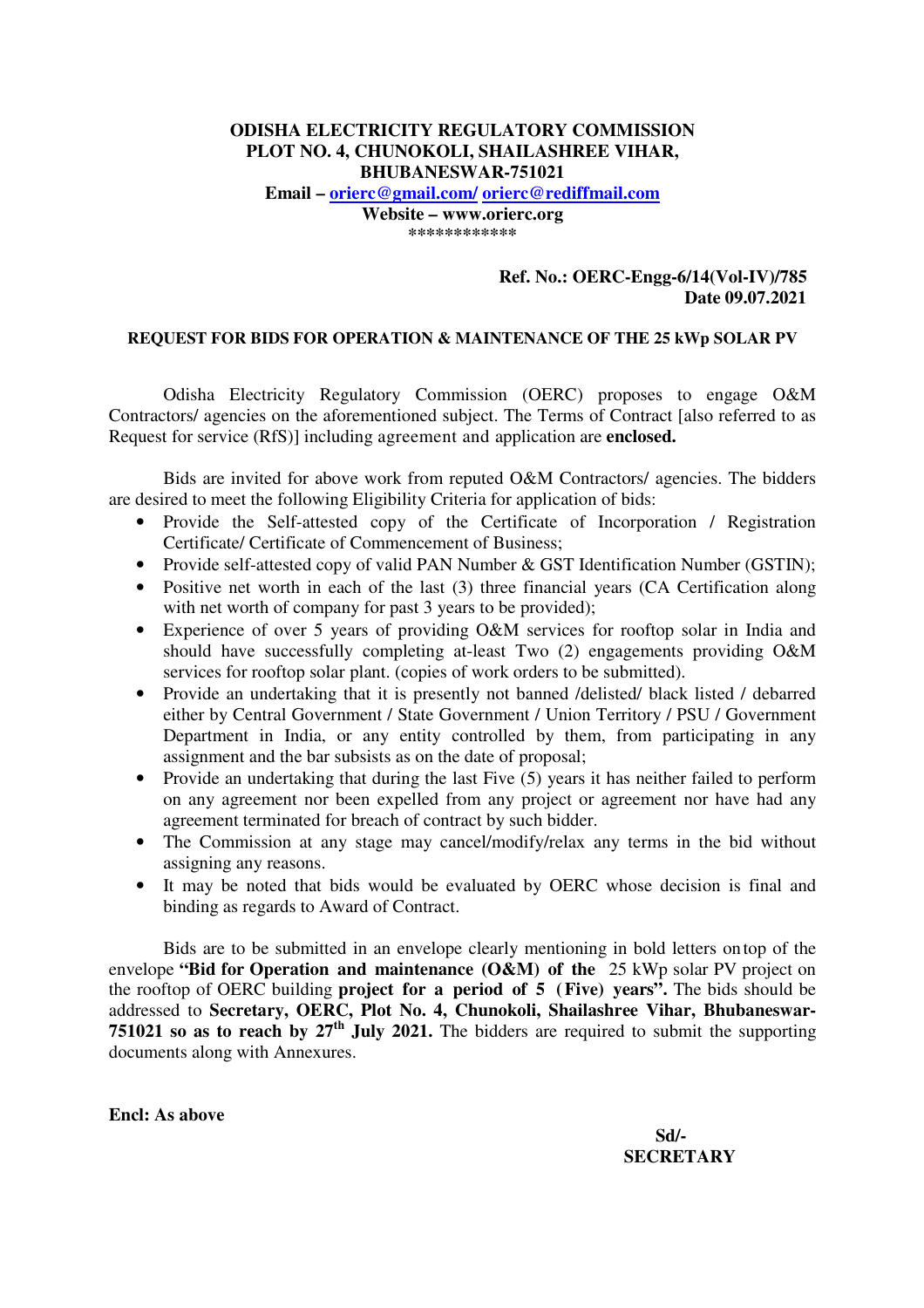**ODISHA ELECTRICITY REGULATORY COMMISSION**
**PLOT NO. 4, CHUNOKOLI, SHAILASHREE VIHAR,**
**BHUBANESWAR-751021**
**Email – orierc@gmail.com/ orierc@rediffmail.com**
**Website – www.orierc.org**
************

**Ref. No.: OERC-Engg-6/14(Vol-IV)/785**
**Date 09.07.2021**

**REQUEST FOR BIDS FOR OPERATION & MAINTENANCE OF THE 25 kWp SOLAR PV**

Odisha Electricity Regulatory Commission (OERC) proposes to engage O&M Contractors/ agencies on the aforementioned subject. The Terms of Contract [also referred to as Request for service (RfS)] including agreement and application are **enclosed.**

Bids are invited for above work from reputed O&M Contractors/ agencies. The bidders are desired to meet the following Eligibility Criteria for application of bids:

- Provide the Self-attested copy of the Certificate of Incorporation / Registration Certificate/ Certificate of Commencement of Business;
- Provide self-attested copy of valid PAN Number & GST Identification Number (GSTIN);
- Positive net worth in each of the last (3) three financial years (CA Certification along with net worth of company for past 3 years to be provided);
- Experience of over 5 years of providing O&M services for rooftop solar in India and should have successfully completing at-least Two (2) engagements providing O&M services for rooftop solar plant. (copies of work orders to be submitted).
- Provide an undertaking that it is presently not banned /delisted/ black listed / debarred either by Central Government / State Government / Union Territory / PSU / Government Department in India, or any entity controlled by them, from participating in any assignment and the bar subsists as on the date of proposal;
- Provide an undertaking that during the last Five (5) years it has neither failed to perform on any agreement nor been expelled from any project or agreement nor have had any agreement terminated for breach of contract by such bidder.
- The Commission at any stage may cancel/modify/relax any terms in the bid without assigning any reasons.
- It may be noted that bids would be evaluated by OERC whose decision is final and binding as regards to Award of Contract.

Bids are to be submitted in an envelope clearly mentioning in bold letters on top of the envelope **"Bid for Operation and maintenance (O&M) of the** 25 kWp solar PV project on the rooftop of OERC building **project for a period of 5 (Five) years".** The bids should be addressed to **Secretary, OERC, Plot No. 4, Chunokoli, Shailashree Vihar, Bhubaneswar-751021 so as to reach by 27th July 2021.** The bidders are required to submit the supporting documents along with Annexures.

**Encl: As above**

**Sd/-**
**SECRETARY**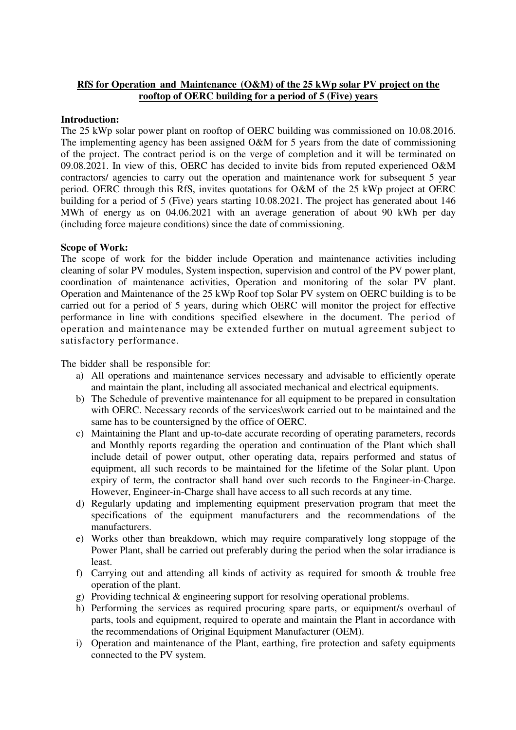**RfS for Operation and Maintenance (O&M) of the 25 kWp solar PV project on the rooftop of OERC building for a period of 5 (Five) years**

**Introduction:**

The 25 kWp solar power plant on rooftop of OERC building was commissioned on 10.08.2016. The implementing agency has been assigned O&M for 5 years from the date of commissioning of the project. The contract period is on the verge of completion and it will be terminated on 09.08.2021. In view of this, OERC has decided to invite bids from reputed experienced O&M contractors/ agencies to carry out the operation and maintenance work for subsequent 5 year period. OERC through this RfS, invites quotations for O&M of the 25 kWp project at OERC building for a period of 5 (Five) years starting 10.08.2021. The project has generated about 146 MWh of energy as on 04.06.2021 with an average generation of about 90 kWh per day (including force majeure conditions) since the date of commissioning.

**Scope of Work:**

The scope of work for the bidder include Operation and maintenance activities including cleaning of solar PV modules, System inspection, supervision and control of the PV power plant, coordination of maintenance activities, Operation and monitoring of the solar PV plant. Operation and Maintenance of the 25 kWp Roof top Solar PV system on OERC building is to be carried out for a period of 5 years, during which OERC will monitor the project for effective performance in line with conditions specified elsewhere in the document. The period of operation and maintenance may be extended further on mutual agreement subject to satisfactory performance.

The bidder shall be responsible for:

a) All operations and maintenance services necessary and advisable to efficiently operate and maintain the plant, including all associated mechanical and electrical equipments.
b) The Schedule of preventive maintenance for all equipment to be prepared in consultation with OERC. Necessary records of the services\work carried out to be maintained and the same has to be countersigned by the office of OERC.
c) Maintaining the Plant and up-to-date accurate recording of operating parameters, records and Monthly reports regarding the operation and continuation of the Plant which shall include detail of power output, other operating data, repairs performed and status of equipment, all such records to be maintained for the lifetime of the Solar plant. Upon expiry of term, the contractor shall hand over such records to the Engineer-in-Charge. However, Engineer-in-Charge shall have access to all such records at any time.
d) Regularly updating and implementing equipment preservation program that meet the specifications of the equipment manufacturers and the recommendations of the manufacturers.
e) Works other than breakdown, which may require comparatively long stoppage of the Power Plant, shall be carried out preferably during the period when the solar irradiance is least.
f) Carrying out and attending all kinds of activity as required for smooth & trouble free operation of the plant.
g) Providing technical & engineering support for resolving operational problems.
h) Performing the services as required procuring spare parts, or equipment/s overhaul of parts, tools and equipment, required to operate and maintain the Plant in accordance with the recommendations of Original Equipment Manufacturer (OEM).
i) Operation and maintenance of the Plant, earthing, fire protection and safety equipments connected to the PV system.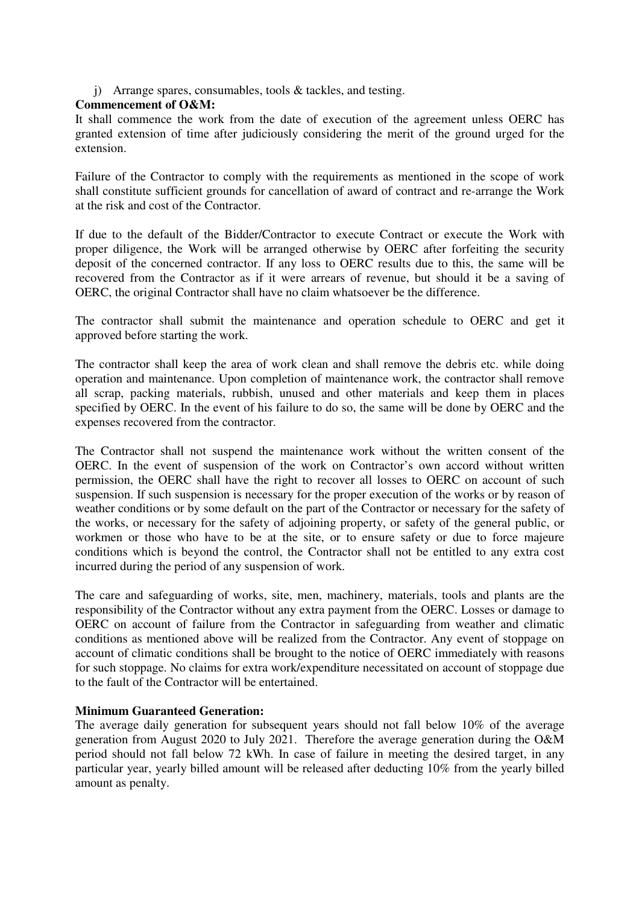j) Arrange spares, consumables, tools & tackles, and testing.

**Commencement of O&M:**

It shall commence the work from the date of execution of the agreement unless OERC has granted extension of time after judiciously considering the merit of the ground urged for the extension.

Failure of the Contractor to comply with the requirements as mentioned in the scope of work shall constitute sufficient grounds for cancellation of award of contract and re-arrange the Work at the risk and cost of the Contractor.

If due to the default of the Bidder/Contractor to execute Contract or execute the Work with proper diligence, the Work will be arranged otherwise by OERC after forfeiting the security deposit of the concerned contractor. If any loss to OERC results due to this, the same will be recovered from the Contractor as if it were arrears of revenue, but should it be a saving of OERC, the original Contractor shall have no claim whatsoever be the difference.

The contractor shall submit the maintenance and operation schedule to OERC and get it approved before starting the work.

The contractor shall keep the area of work clean and shall remove the debris etc. while doing operation and maintenance. Upon completion of maintenance work, the contractor shall remove all scrap, packing materials, rubbish, unused and other materials and keep them in places specified by OERC. In the event of his failure to do so, the same will be done by OERC and the expenses recovered from the contractor.

The Contractor shall not suspend the maintenance work without the written consent of the OERC. In the event of suspension of the work on Contractor's own accord without written permission, the OERC shall have the right to recover all losses to OERC on account of such suspension. If such suspension is necessary for the proper execution of the works or by reason of weather conditions or by some default on the part of the Contractor or necessary for the safety of the works, or necessary for the safety of adjoining property, or safety of the general public, or workmen or those who have to be at the site, or to ensure safety or due to force majeure conditions which is beyond the control, the Contractor shall not be entitled to any extra cost incurred during the period of any suspension of work.

The care and safeguarding of works, site, men, machinery, materials, tools and plants are the responsibility of the Contractor without any extra payment from the OERC. Losses or damage to OERC on account of failure from the Contractor in safeguarding from weather and climatic conditions as mentioned above will be realized from the Contractor. Any event of stoppage on account of climatic conditions shall be brought to the notice of OERC immediately with reasons for such stoppage. No claims for extra work/expenditure necessitated on account of stoppage due to the fault of the Contractor will be entertained.

**Minimum Guaranteed Generation:**

The average daily generation for subsequent years should not fall below 10% of the average generation from August 2020 to July 2021. Therefore the average generation during the O&M period should not fall below 72 kWh. In case of failure in meeting the desired target, in any particular year, yearly billed amount will be released after deducting 10% from the yearly billed amount as penalty.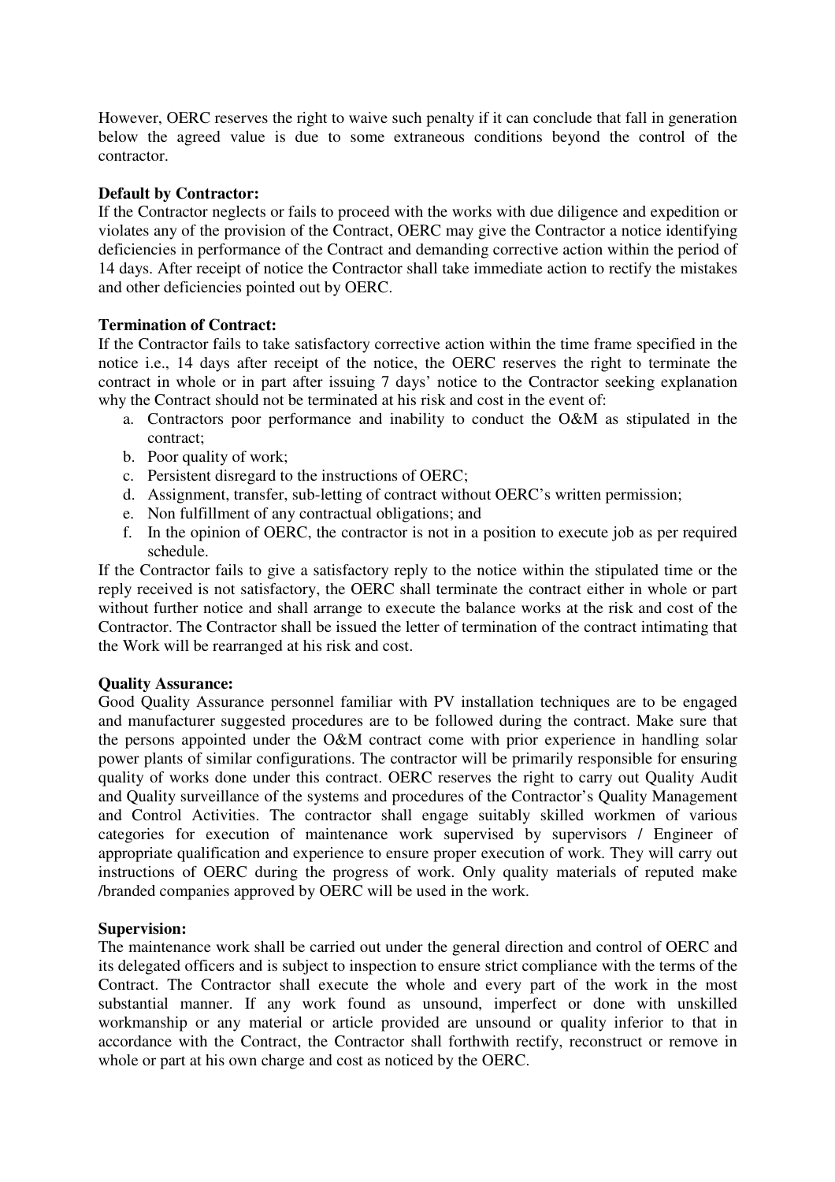However, OERC reserves the right to waive such penalty if it can conclude that fall in generation below the agreed value is due to some extraneous conditions beyond the control of the contractor.

**Default by Contractor:**
If the Contractor neglects or fails to proceed with the works with due diligence and expedition or violates any of the provision of the Contract, OERC may give the Contractor a notice identifying deficiencies in performance of the Contract and demanding corrective action within the period of 14 days. After receipt of notice the Contractor shall take immediate action to rectify the mistakes and other deficiencies pointed out by OERC.

**Termination of Contract:**
If the Contractor fails to take satisfactory corrective action within the time frame specified in the notice i.e., 14 days after receipt of the notice, the OERC reserves the right to terminate the contract in whole or in part after issuing 7 days' notice to the Contractor seeking explanation why the Contract should not be terminated at his risk and cost in the event of:

a. Contractors poor performance and inability to conduct the O&M as stipulated in the contract;
b. Poor quality of work;
c. Persistent disregard to the instructions of OERC;
d. Assignment, transfer, sub-letting of contract without OERC's written permission;
e. Non fulfillment of any contractual obligations; and
f. In the opinion of OERC, the contractor is not in a position to execute job as per required schedule.

If the Contractor fails to give a satisfactory reply to the notice within the stipulated time or the reply received is not satisfactory, the OERC shall terminate the contract either in whole or part without further notice and shall arrange to execute the balance works at the risk and cost of the Contractor. The Contractor shall be issued the letter of termination of the contract intimating that the Work will be rearranged at his risk and cost.

**Quality Assurance:**
Good Quality Assurance personnel familiar with PV installation techniques are to be engaged and manufacturer suggested procedures are to be followed during the contract. Make sure that the persons appointed under the O&M contract come with prior experience in handling solar power plants of similar configurations. The contractor will be primarily responsible for ensuring quality of works done under this contract. OERC reserves the right to carry out Quality Audit and Quality surveillance of the systems and procedures of the Contractor's Quality Management and Control Activities. The contractor shall engage suitably skilled workmen of various categories for execution of maintenance work supervised by supervisors / Engineer of appropriate qualification and experience to ensure proper execution of work. They will carry out instructions of OERC during the progress of work. Only quality materials of reputed make /branded companies approved by OERC will be used in the work.

**Supervision:**
The maintenance work shall be carried out under the general direction and control of OERC and its delegated officers and is subject to inspection to ensure strict compliance with the terms of the Contract. The Contractor shall execute the whole and every part of the work in the most substantial manner. If any work found as unsound, imperfect or done with unskilled workmanship or any material or article provided are unsound or quality inferior to that in accordance with the Contract, the Contractor shall forthwith rectify, reconstruct or remove in whole or part at his own charge and cost as noticed by the OERC.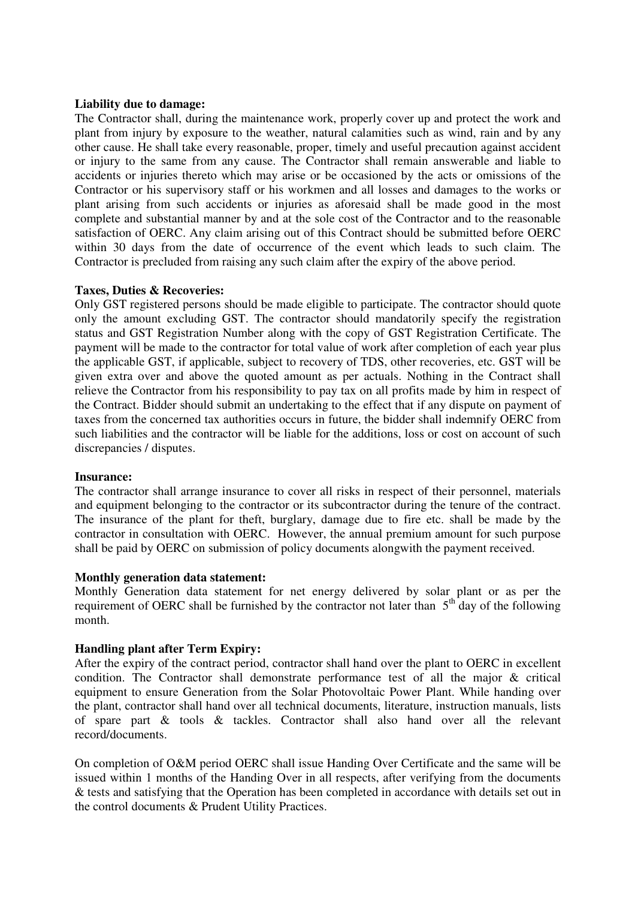**Liability due to damage:**

The Contractor shall, during the maintenance work, properly cover up and protect the work and plant from injury by exposure to the weather, natural calamities such as wind, rain and by any other cause. He shall take every reasonable, proper, timely and useful precaution against accident or injury to the same from any cause. The Contractor shall remain answerable and liable to accidents or injuries thereto which may arise or be occasioned by the acts or omissions of the Contractor or his supervisory staff or his workmen and all losses and damages to the works or plant arising from such accidents or injuries as aforesaid shall be made good in the most complete and substantial manner by and at the sole cost of the Contractor and to the reasonable satisfaction of OERC. Any claim arising out of this Contract should be submitted before OERC within 30 days from the date of occurrence of the event which leads to such claim. The Contractor is precluded from raising any such claim after the expiry of the above period.

**Taxes, Duties & Recoveries:**

Only GST registered persons should be made eligible to participate. The contractor should quote only the amount excluding GST. The contractor should mandatorily specify the registration status and GST Registration Number along with the copy of GST Registration Certificate. The payment will be made to the contractor for total value of work after completion of each year plus the applicable GST, if applicable, subject to recovery of TDS, other recoveries, etc. GST will be given extra over and above the quoted amount as per actuals. Nothing in the Contract shall relieve the Contractor from his responsibility to pay tax on all profits made by him in respect of the Contract. Bidder should submit an undertaking to the effect that if any dispute on payment of taxes from the concerned tax authorities occurs in future, the bidder shall indemnify OERC from such liabilities and the contractor will be liable for the additions, loss or cost on account of such discrepancies / disputes.

**Insurance:**

The contractor shall arrange insurance to cover all risks in respect of their personnel, materials and equipment belonging to the contractor or its subcontractor during the tenure of the contract. The insurance of the plant for theft, burglary, damage due to fire etc. shall be made by the contractor in consultation with OERC. However, the annual premium amount for such purpose shall be paid by OERC on submission of policy documents alongwith the payment received.

**Monthly generation data statement:**

Monthly Generation data statement for net energy delivered by solar plant or as per the requirement of OERC shall be furnished by the contractor not later than 5th day of the following month.

**Handling plant after Term Expiry:**

After the expiry of the contract period, contractor shall hand over the plant to OERC in excellent condition. The Contractor shall demonstrate performance test of all the major & critical equipment to ensure Generation from the Solar Photovoltaic Power Plant. While handing over the plant, contractor shall hand over all technical documents, literature, instruction manuals, lists of spare part & tools & tackles. Contractor shall also hand over all the relevant record/documents.

On completion of O&M period OERC shall issue Handing Over Certificate and the same will be issued within 1 months of the Handing Over in all respects, after verifying from the documents & tests and satisfying that the Operation has been completed in accordance with details set out in the control documents & Prudent Utility Practices.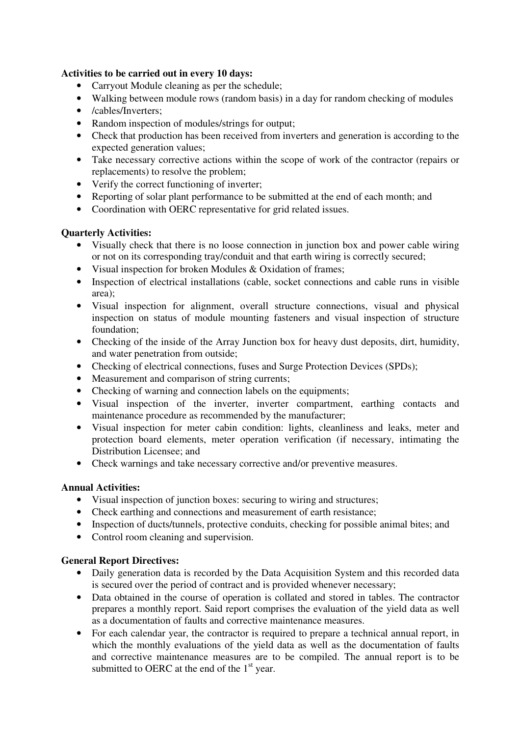**Activities to be carried out in every 10 days:**

- Carryout Module cleaning as per the schedule;
- Walking between module rows (random basis) in a day for random checking of modules
- /cables/Inverters;
- Random inspection of modules/strings for output;
- Check that production has been received from inverters and generation is according to the expected generation values;
- Take necessary corrective actions within the scope of work of the contractor (repairs or replacements) to resolve the problem;
- Verify the correct functioning of inverter;
- Reporting of solar plant performance to be submitted at the end of each month; and
- Coordination with OERC representative for grid related issues.

**Quarterly Activities:**

- Visually check that there is no loose connection in junction box and power cable wiring or not on its corresponding tray/conduit and that earth wiring is correctly secured;
- Visual inspection for broken Modules & Oxidation of frames;
- Inspection of electrical installations (cable, socket connections and cable runs in visible area);
- Visual inspection for alignment, overall structure connections, visual and physical inspection on status of module mounting fasteners and visual inspection of structure foundation;
- Checking of the inside of the Array Junction box for heavy dust deposits, dirt, humidity, and water penetration from outside;
- Checking of electrical connections, fuses and Surge Protection Devices (SPDs);
- Measurement and comparison of string currents;
- Checking of warning and connection labels on the equipments;
- Visual inspection of the inverter, inverter compartment, earthing contacts and maintenance procedure as recommended by the manufacturer;
- Visual inspection for meter cabin condition: lights, cleanliness and leaks, meter and protection board elements, meter operation verification (if necessary, intimating the Distribution Licensee; and
- Check warnings and take necessary corrective and/or preventive measures.

**Annual Activities:**

- Visual inspection of junction boxes: securing to wiring and structures;
- Check earthing and connections and measurement of earth resistance;
- Inspection of ducts/tunnels, protective conduits, checking for possible animal bites; and
- Control room cleaning and supervision.

**General Report Directives:**

- Daily generation data is recorded by the Data Acquisition System and this recorded data is secured over the period of contract and is provided whenever necessary;
- Data obtained in the course of operation is collated and stored in tables. The contractor prepares a monthly report. Said report comprises the evaluation of the yield data as well as a documentation of faults and corrective maintenance measures.
- For each calendar year, the contractor is required to prepare a technical annual report, in which the monthly evaluations of the yield data as well as the documentation of faults and corrective maintenance measures are to be compiled. The annual report is to be submitted to OERC at the end of the 1st year.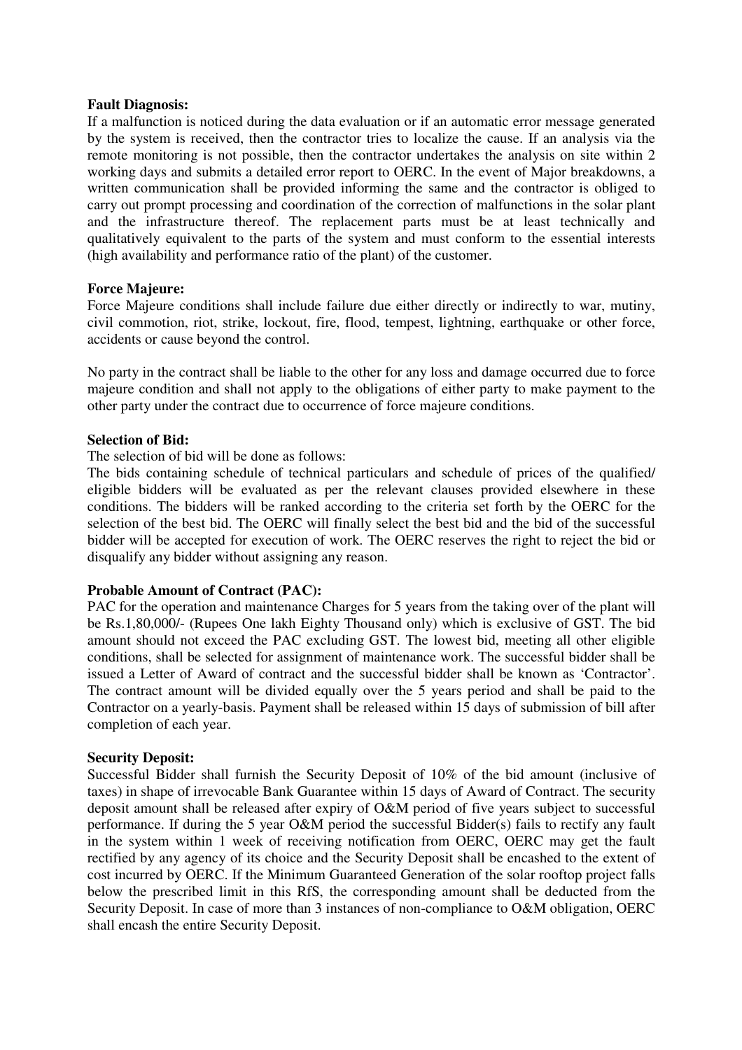**Fault Diagnosis:**

If a malfunction is noticed during the data evaluation or if an automatic error message generated by the system is received, then the contractor tries to localize the cause. If an analysis via the remote monitoring is not possible, then the contractor undertakes the analysis on site within 2 working days and submits a detailed error report to OERC. In the event of Major breakdowns, a written communication shall be provided informing the same and the contractor is obliged to carry out prompt processing and coordination of the correction of malfunctions in the solar plant and the infrastructure thereof. The replacement parts must be at least technically and qualitatively equivalent to the parts of the system and must conform to the essential interests (high availability and performance ratio of the plant) of the customer.

**Force Majeure:**

Force Majeure conditions shall include failure due either directly or indirectly to war, mutiny, civil commotion, riot, strike, lockout, fire, flood, tempest, lightning, earthquake or other force, accidents or cause beyond the control.

No party in the contract shall be liable to the other for any loss and damage occurred due to force majeure condition and shall not apply to the obligations of either party to make payment to the other party under the contract due to occurrence of force majeure conditions.

**Selection of Bid:**

The selection of bid will be done as follows:

The bids containing schedule of technical particulars and schedule of prices of the qualified/ eligible bidders will be evaluated as per the relevant clauses provided elsewhere in these conditions. The bidders will be ranked according to the criteria set forth by the OERC for the selection of the best bid. The OERC will finally select the best bid and the bid of the successful bidder will be accepted for execution of work. The OERC reserves the right to reject the bid or disqualify any bidder without assigning any reason.

**Probable Amount of Contract (PAC):**

PAC for the operation and maintenance Charges for 5 years from the taking over of the plant will be Rs.1,80,000/- (Rupees One lakh Eighty Thousand only) which is exclusive of GST. The bid amount should not exceed the PAC excluding GST. The lowest bid, meeting all other eligible conditions, shall be selected for assignment of maintenance work. The successful bidder shall be issued a Letter of Award of contract and the successful bidder shall be known as 'Contractor'. The contract amount will be divided equally over the 5 years period and shall be paid to the Contractor on a yearly-basis. Payment shall be released within 15 days of submission of bill after completion of each year.

**Security Deposit:**

Successful Bidder shall furnish the Security Deposit of 10% of the bid amount (inclusive of taxes) in shape of irrevocable Bank Guarantee within 15 days of Award of Contract. The security deposit amount shall be released after expiry of O&M period of five years subject to successful performance. If during the 5 year O&M period the successful Bidder(s) fails to rectify any fault in the system within 1 week of receiving notification from OERC, OERC may get the fault rectified by any agency of its choice and the Security Deposit shall be encashed to the extent of cost incurred by OERC. If the Minimum Guaranteed Generation of the solar rooftop project falls below the prescribed limit in this RfS, the corresponding amount shall be deducted from the Security Deposit. In case of more than 3 instances of non-compliance to O&M obligation, OERC shall encash the entire Security Deposit.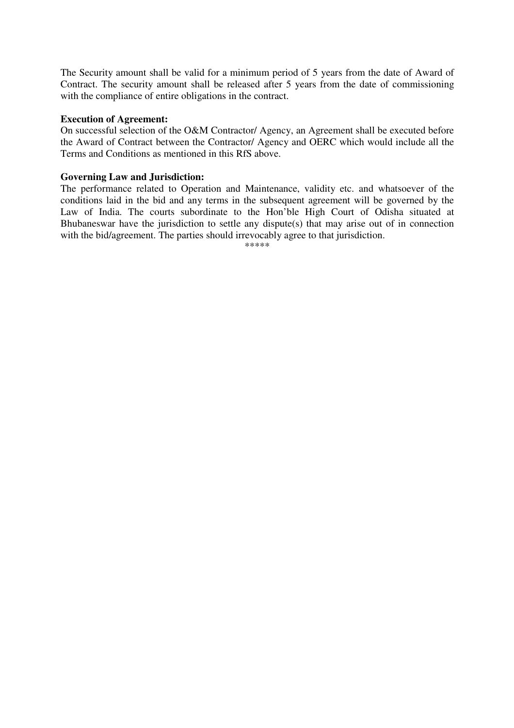The Security amount shall be valid for a minimum period of 5 years from the date of Award of Contract. The security amount shall be released after 5 years from the date of commissioning with the compliance of entire obligations in the contract.

**Execution of Agreement:**

On successful selection of the O&M Contractor/ Agency, an Agreement shall be executed before the Award of Contract between the Contractor/ Agency and OERC which would include all the Terms and Conditions as mentioned in this RfS above.

**Governing Law and Jurisdiction:**

The performance related to Operation and Maintenance, validity etc. and whatsoever of the conditions laid in the bid and any terms in the subsequent agreement will be governed by the Law of India. The courts subordinate to the Hon'ble High Court of Odisha situated at Bhubaneswar have the jurisdiction to settle any dispute(s) that may arise out of in connection with the bid/agreement. The parties should irrevocably agree to that jurisdiction.

*****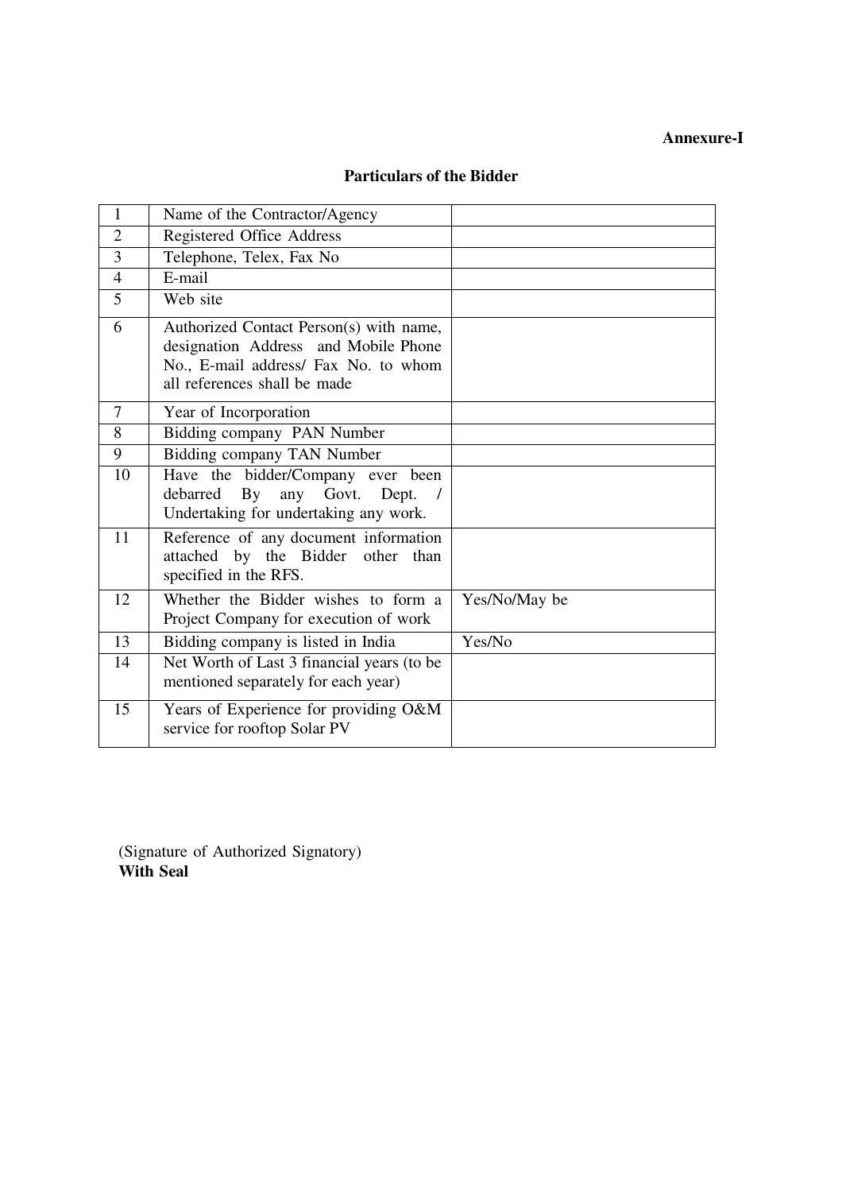**Annexure-I**

## Particulars of the Bidder

| | | |
|---|---|---|
| 1 | Name of the Contractor/Agency | |
| 2 | Registered Office Address | |
| 3 | Telephone, Telex, Fax No | |
| 4 | E-mail | |
| 5 | Web site | |
| 6 | Authorized Contact Person(s) with name, designation Address and Mobile Phone No., E-mail address/ Fax No. to whom all references shall be made | |
| 7 | Year of Incorporation | |
| 8 | Bidding company PAN Number | |
| 9 | Bidding company TAN Number | |
| 10 | Have the bidder/Company ever been debarred By any Govt. Dept. / Undertaking for undertaking any work. | |
| 11 | Reference of any document information attached by the Bidder other than specified in the RFS. | |
| 12 | Whether the Bidder wishes to form a Project Company for execution of work | Yes/No/May be |
| 13 | Bidding company is listed in India | Yes/No |
| 14 | Net Worth of Last 3 financial years (to be mentioned separately for each year) | |
| 15 | Years of Experience for providing O&M service for rooftop Solar PV | |

(Signature of Authorized Signatory)
**With Seal**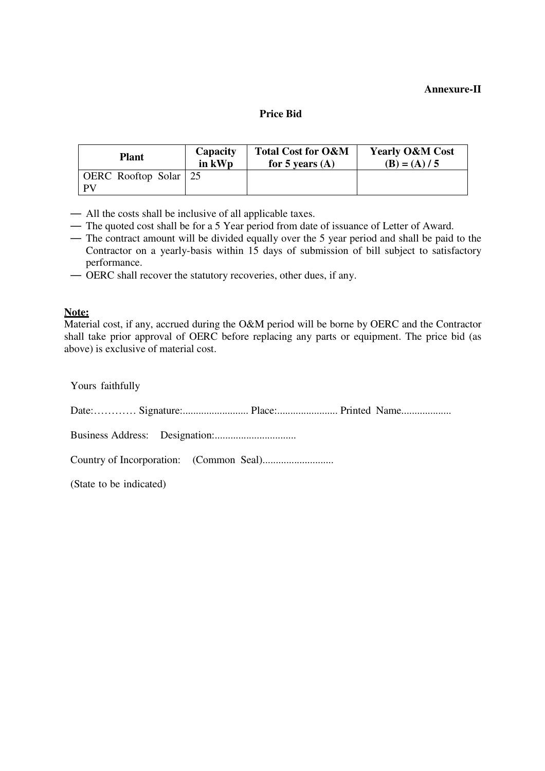**Annexure-II**

**Price Bid**

| Plant | Capacity in kWp | Total Cost for O&M for 5 years (A) | Yearly O&M Cost (B) = (A) / 5 |
|---|---|---|---|
| OERC Rooftop Solar PV | 25 | | |

- All the costs shall be inclusive of all applicable taxes.
- The quoted cost shall be for a 5 Year period from date of issuance of Letter of Award.
- The contract amount will be divided equally over the 5 year period and shall be paid to the Contractor on a yearly-basis within 15 days of submission of bill subject to satisfactory performance.
- OERC shall recover the statutory recoveries, other dues, if any.

**Note:**
Material cost, if any, accrued during the O&M period will be borne by OERC and the Contractor shall take prior approval of OERC before replacing any parts or equipment. The price bid (as above) is exclusive of material cost.

Yours faithfully

Date:………… Signature:......................... Place:....................... Printed Name...................

Business Address: Designation:...............................

Country of Incorporation: (Common Seal)...........................

(State to be indicated)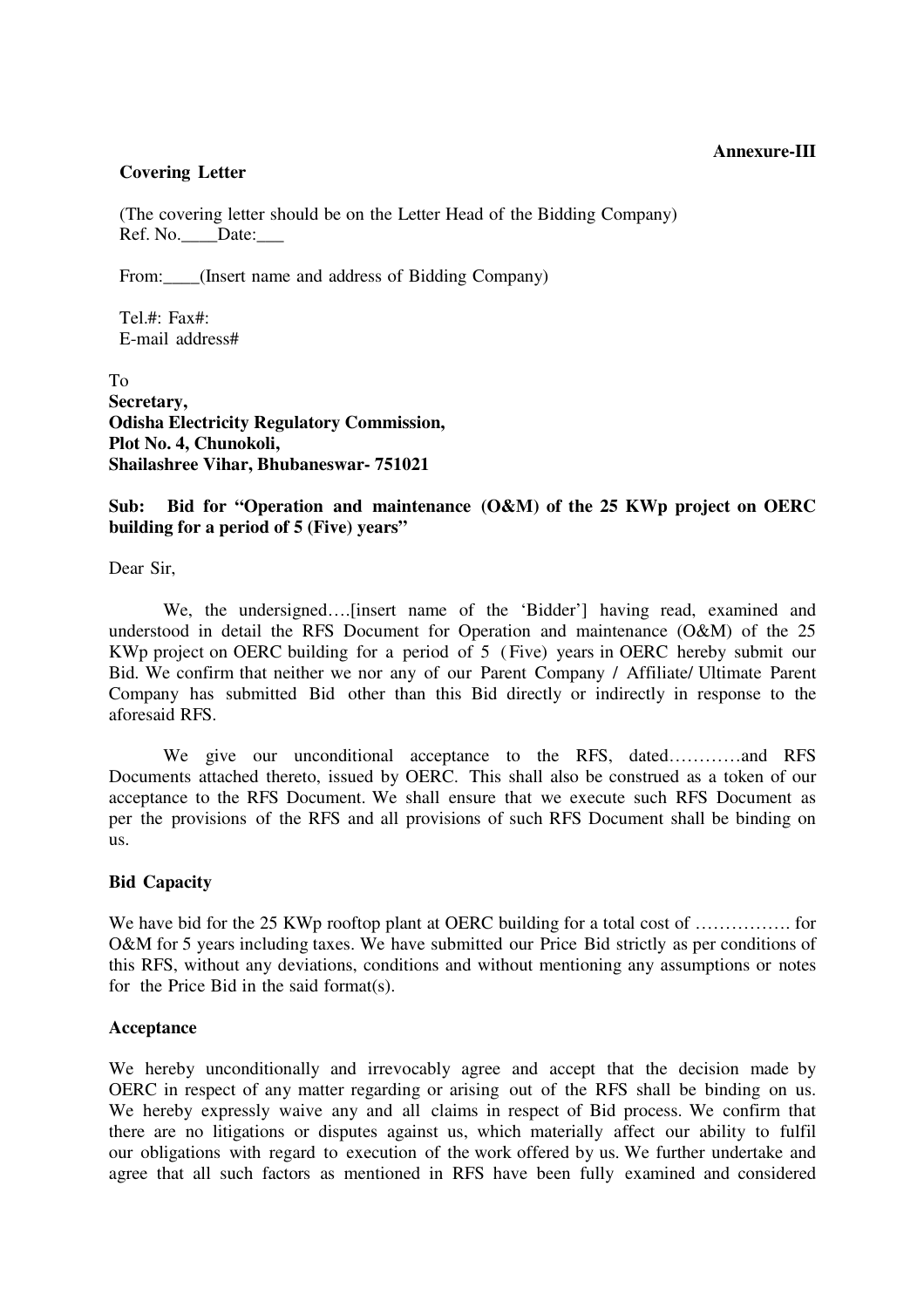**Annexure-III**

**Covering Letter**

(The covering letter should be on the Letter Head of the Bidding Company)
Ref. No.____Date:___

From:____(Insert name and address of Bidding Company)

Tel.#: Fax#:
E-mail address#

To
**Secretary,**
**Odisha Electricity Regulatory Commission,**
**Plot No. 4, Chunokoli,**
**Shailashree Vihar, Bhubaneswar- 751021**

**Sub: Bid for "Operation and maintenance (O&M) of the 25 KWp project on OERC building for a period of 5 (Five) years"**

Dear Sir,

We, the undersigned….[insert name of the 'Bidder'] having read, examined and understood in detail the RFS Document for Operation and maintenance (O&M) of the 25 KWp project on OERC building for a period of 5 (Five) years in OERC hereby submit our Bid. We confirm that neither we nor any of our Parent Company / Affiliate/ Ultimate Parent Company has submitted Bid other than this Bid directly or indirectly in response to the aforesaid RFS.

We give our unconditional acceptance to the RFS, dated…………and RFS Documents attached thereto, issued by OERC. This shall also be construed as a token of our acceptance to the RFS Document. We shall ensure that we execute such RFS Document as per the provisions of the RFS and all provisions of such RFS Document shall be binding on us.

**Bid Capacity**

We have bid for the 25 KWp rooftop plant at OERC building for a total cost of ……………. for O&M for 5 years including taxes. We have submitted our Price Bid strictly as per conditions of this RFS, without any deviations, conditions and without mentioning any assumptions or notes for the Price Bid in the said format(s).

**Acceptance**

We hereby unconditionally and irrevocably agree and accept that the decision made by OERC in respect of any matter regarding or arising out of the RFS shall be binding on us. We hereby expressly waive any and all claims in respect of Bid process. We confirm that there are no litigations or disputes against us, which materially affect our ability to fulfil our obligations with regard to execution of the work offered by us. We further undertake and agree that all such factors as mentioned in RFS have been fully examined and considered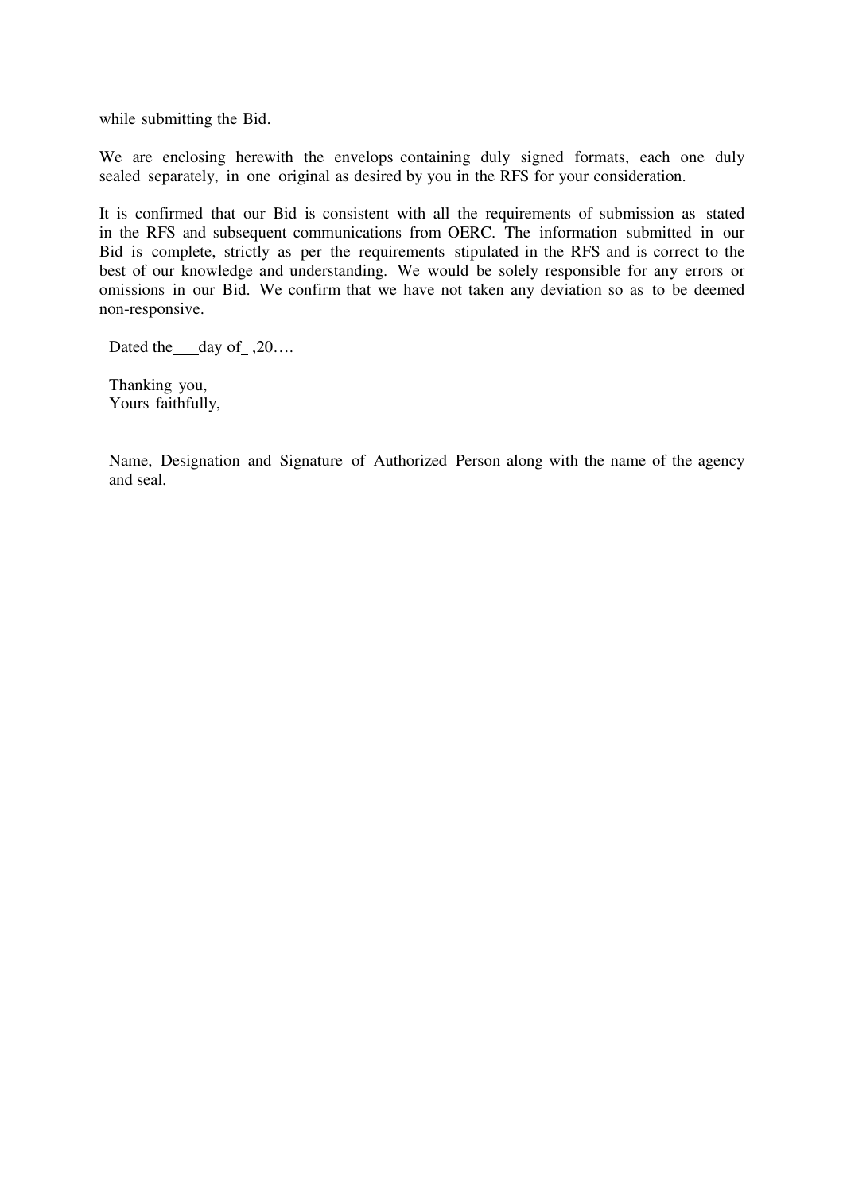while submitting the Bid.

We are enclosing herewith the envelops containing duly signed formats, each one duly sealed separately, in one original as desired by you in the RFS for your consideration.

It is confirmed that our Bid is consistent with all the requirements of submission as stated in the RFS and subsequent communications from OERC. The information submitted in our Bid is complete, strictly as per the requirements stipulated in the RFS and is correct to the best of our knowledge and understanding. We would be solely responsible for any errors or omissions in our Bid. We confirm that we have not taken any deviation so as to be deemed non-responsive.

Dated the___day of_ ,20….

Thanking you,
Yours faithfully,

Name, Designation and Signature of Authorized Person along with the name of the agency and seal.